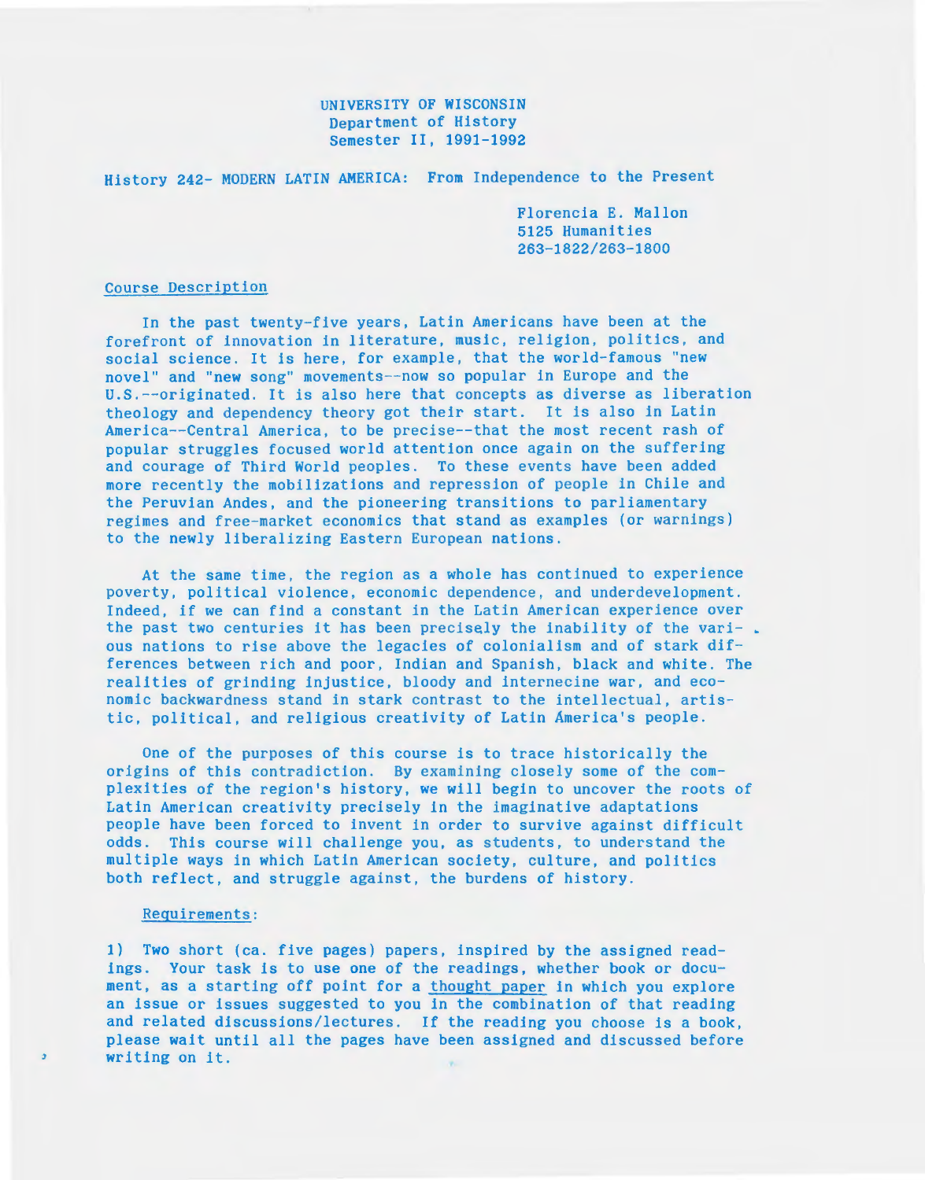UNIVERSITY OF WISCONSIN
Department of History
Semester II, 1991-1992

# History 242- MODERN LATIN AMERICA: From Independence to the Present

Florencia E. Mallon
5125 Humanities
263-1822/263-1800

## Course Description

In the past twenty-five years, Latin Americans have been at the forefront of innovation in literature, music, religion, politics, and social science. It is here, for example, that the world-famous "new novel" and "new song" movements--now so popular in Europe and the U.S.--originated. It is also here that concepts as diverse as liberation theology and dependency theory got their start. It is also in Latin America--Central America, to be precise--that the most recent rash of popular struggles focused world attention once again on the suffering and courage of Third World peoples. To these events have been added more recently the mobilizations and repression of people in Chile and the Peruvian Andes, and the pioneering transitions to parliamentary regimes and free-market economics that stand as examples (or warnings) to the newly liberalizing Eastern European nations.

At the same time, the region as a whole has continued to experience poverty, political violence, economic dependence, and underdevelopment. Indeed, if we can find a constant in the Latin American experience over the past two centuries it has been precisely the inability of the various nations to rise above the legacies of colonialism and of stark differences between rich and poor, Indian and Spanish, black and white. The realities of grinding injustice, bloody and internecine war, and economic backwardness stand in stark contrast to the intellectual, artistic, political, and religious creativity of Latin America's people.

One of the purposes of this course is to trace historically the origins of this contradiction. By examining closely some of the complexities of the region's history, we will begin to uncover the roots of Latin American creativity precisely in the imaginative adaptations people have been forced to invent in order to survive against difficult odds. This course will challenge you, as students, to understand the multiple ways in which Latin American society, culture, and politics both reflect, and struggle against, the burdens of history.

## Requirements:

1) Two short (ca. five pages) papers, inspired by the assigned readings. Your task is to use one of the readings, whether book or document, as a starting off point for a thought paper in which you explore an issue or issues suggested to you in the combination of that reading and related discussions/lectures. If the reading you choose is a book, please wait until all the pages have been assigned and discussed before writing on it.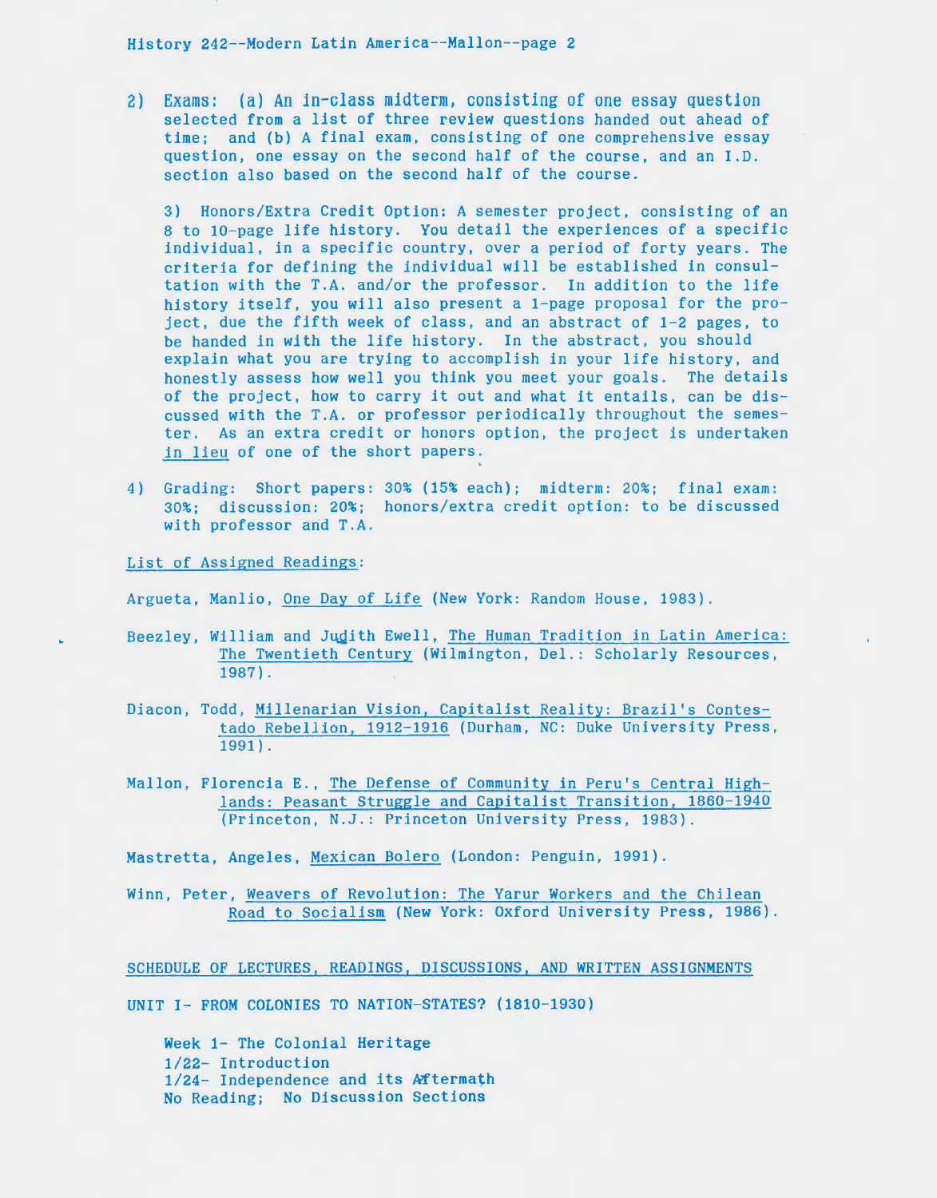2) Exams: (a) An in-class midterm, consisting of one essay question selected from a list of three review questions handed out ahead of time; and (b) A final exam, consisting of one comprehensive essay question, one essay on the second half of the course, and an I.D. section also based on the second half of the course.

3) Honors/Extra Credit Option: A semester project, consisting of an 8 to 10-page life history. You detail the experiences of a specific individual, in a specific country, over a period of forty years. The criteria for defining the individual will be established in consultation with the T.A. and/or the professor. In addition to the life history itself, you will also present a 1-page proposal for the project, due the fifth week of class, and an abstract of 1-2 pages, to be handed in with the life history. In the abstract, you should explain what you are trying to accomplish in your life history, and honestly assess how well you think you meet your goals. The details of the project, how to carry it out and what it entails, can be discussed with the T.A. or professor periodically throughout the semester. As an extra credit or honors option, the project is undertaken in lieu of one of the short papers.

4) Grading: Short papers: 30% (15% each); midterm: 20%; final exam: 30%; discussion: 20%; honors/extra credit option: to be discussed with professor and T.A.

List of Assigned Readings:

Argueta, Manlio, One Day of Life (New York: Random House, 1983).

Beezley, William and Judith Ewell, The Human Tradition in Latin America: The Twentieth Century (Wilmington, Del.: Scholarly Resources, 1987).

Diacon, Todd, Millenarian Vision, Capitalist Reality: Brazil's Contestado Rebellion, 1912-1916 (Durham, NC: Duke University Press, 1991).

Mallon, Florencia E., The Defense of Community in Peru's Central Highlands: Peasant Struggle and Capitalist Transition, 1860-1940 (Princeton, N.J.: Princeton University Press, 1983).

Mastretta, Angeles, Mexican Bolero (London: Penguin, 1991).

Winn, Peter, Weavers of Revolution: The Yarur Workers and the Chilean Road to Socialism (New York: Oxford University Press, 1986).

SCHEDULE OF LECTURES, READINGS, DISCUSSIONS, AND WRITTEN ASSIGNMENTS

UNIT I- FROM COLONIES TO NATION-STATES? (1810-1930)

Week 1- The Colonial Heritage
1/22- Introduction
1/24- Independence and its Aftermath
No Reading; No Discussion Sections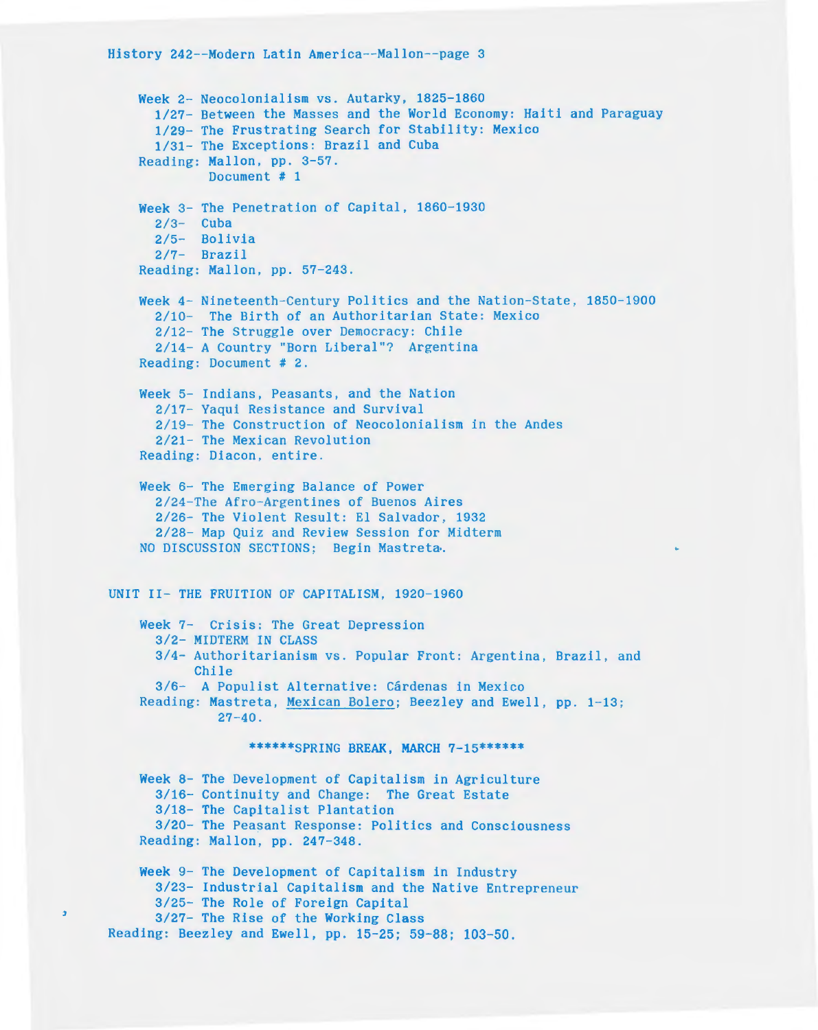Week 2- Neocolonialism vs. Autarky, 1825-1860
- 1/27- Between the Masses and the World Economy: Haiti and Paraguay
- 1/29- The Frustrating Search for Stability: Mexico
- 1/31- The Exceptions: Brazil and Cuba

Reading: Mallon, pp. 3-57.
Document # 1

Week 3- The Penetration of Capital, 1860-1930
- 2/3- Cuba
- 2/5- Bolivia
- 2/7- Brazil

Reading: Mallon, pp. 57-243.

Week 4- Nineteenth-Century Politics and the Nation-State, 1850-1900
- 2/10- The Birth of an Authoritarian State: Mexico
- 2/12- The Struggle over Democracy: Chile
- 2/14- A Country "Born Liberal"? Argentina

Reading: Document # 2.

Week 5- Indians, Peasants, and the Nation
- 2/17- Yaqui Resistance and Survival
- 2/19- The Construction of Neocolonialism in the Andes
- 2/21- The Mexican Revolution

Reading: Diacon, entire.

Week 6- The Emerging Balance of Power
- 2/24-The Afro-Argentines of Buenos Aires
- 2/26- The Violent Result: El Salvador, 1932
- 2/28- Map Quiz and Review Session for Midterm

NO DISCUSSION SECTIONS; Begin Mastreta.

## UNIT II- THE FRUITION OF CAPITALISM, 1920-1960

Week 7- Crisis: The Great Depression
- 3/2- MIDTERM IN CLASS
- 3/4- Authoritarianism vs. Popular Front: Argentina, Brazil, and Chile
- 3/6- A Populist Alternative: Cárdenas in Mexico

Reading: Mastreta, Mexican Bolero; Beezley and Ewell, pp. 1-13; 27-40.

******SPRING BREAK, MARCH 7-15******

Week 8- The Development of Capitalism in Agriculture
- 3/16- Continuity and Change: The Great Estate
- 3/18- The Capitalist Plantation
- 3/20- The Peasant Response: Politics and Consciousness

Reading: Mallon, pp. 247-348.

Week 9- The Development of Capitalism in Industry
- 3/23- Industrial Capitalism and the Native Entrepreneur
- 3/25- The Role of Foreign Capital
- 3/27- The Rise of the Working Class

Reading: Beezley and Ewell, pp. 15-25; 59-88; 103-50.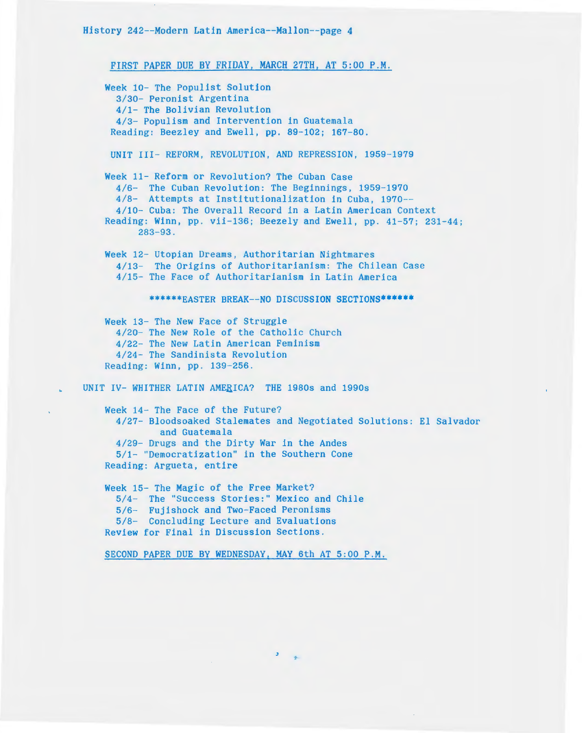FIRST PAPER DUE BY FRIDAY, MARCH 27TH, AT 5:00 P.M.

Week 10- The Populist Solution
- 3/30- Peronist Argentina
- 4/1- The Bolivian Revolution
- 4/3- Populism and Intervention in Guatemala

Reading: Beezley and Ewell, pp. 89-102; 167-80.

## UNIT III- REFORM, REVOLUTION, AND REPRESSION, 1959-1979

Week 11- Reform or Revolution? The Cuban Case
- 4/6- The Cuban Revolution: The Beginnings, 1959-1970
- 4/8- Attempts at Institutionalization in Cuba, 1970--
- 4/10- Cuba: The Overall Record in a Latin American Context

Reading: Winn, pp. vii-136; Beezely and Ewell, pp. 41-57; 231-44; 283-93.

Week 12- Utopian Dreams, Authoritarian Nightmares
- 4/13- The Origins of Authoritarianism: The Chilean Case
- 4/15- The Face of Authoritarianism in Latin America

******EASTER BREAK--NO DISCUSSION SECTIONS******

Week 13- The New Face of Struggle
- 4/20- The New Role of the Catholic Church
- 4/22- The New Latin American Feminism
- 4/24- The Sandinista Revolution

Reading: Winn, pp. 139-256.

## UNIT IV- WHITHER LATIN AMERICA? THE 1980s and 1990s

Week 14- The Face of the Future?
- 4/27- Bloodsoaked Stalemates and Negotiated Solutions: El Salvador and Guatemala
- 4/29- Drugs and the Dirty War in the Andes
- 5/1- "Democratization" in the Southern Cone

Reading: Argueta, entire

Week 15- The Magic of the Free Market?
- 5/4- The "Success Stories:" Mexico and Chile
- 5/6- Fujishock and Two-Faced Peronisms
- 5/8- Concluding Lecture and Evaluations

Review for Final in Discussion Sections.

SECOND PAPER DUE BY WEDNESDAY, MAY 6th AT 5:00 P.M.